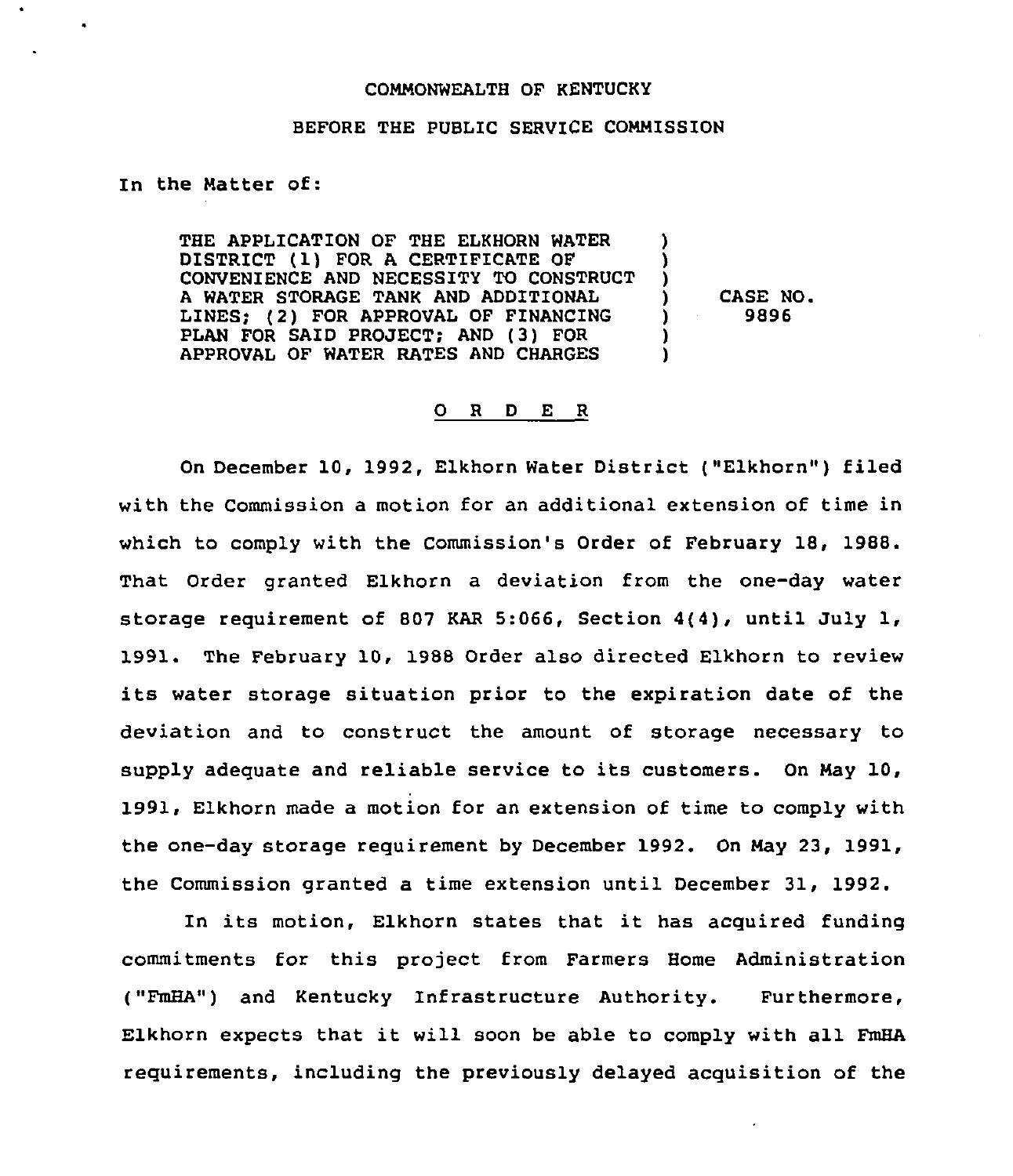COMMONWEALTH OF KENTUCKY

BEFORE THE PUBLIC SERVICE COMMISSION

In the Matter of:

| | |
|---|---|
| THE APPLICATION OF THE ELKHORN WATER DISTRICT (1) FOR A CERTIFICATE OF CONVENIENCE AND NECESSITY TO CONSTRUCT A WATER STORAGE TANK AND ADDITIONAL LINES; (2) FOR APPROVAL OF FINANCING PLAN FOR SAID PROJECT; AND (3) FOR APPROVAL OF WATER RATES AND CHARGES | CASE NO. 9896 |

O R D E R

On December 10, 1992, Elkhorn Water District ("Elkhorn") filed with the Commission a motion for an additional extension of time in which to comply with the Commission's Order of February 18, 1988. That Order granted Elkhorn a deviation from the one-day water storage requirement of 807 KAR 5:066, Section 4(4), until July 1, 1991. The February 10, 1988 Order also directed Elkhorn to review its water storage situation prior to the expiration date of the deviation and to construct the amount of storage necessary to supply adequate and reliable service to its customers. On May 10, 1991, Elkhorn made a motion for an extension of time to comply with the one-day storage requirement by December 1992. On May 23, 1991, the Commission granted a time extension until December 31, 1992.

In its motion, Elkhorn states that it has acquired funding commitments for this project from Farmers Home Administration ("FmHA") and Kentucky Infrastructure Authority. Furthermore, Elkhorn expects that it will soon be able to comply with all FmHA requirements, including the previously delayed acquisition of the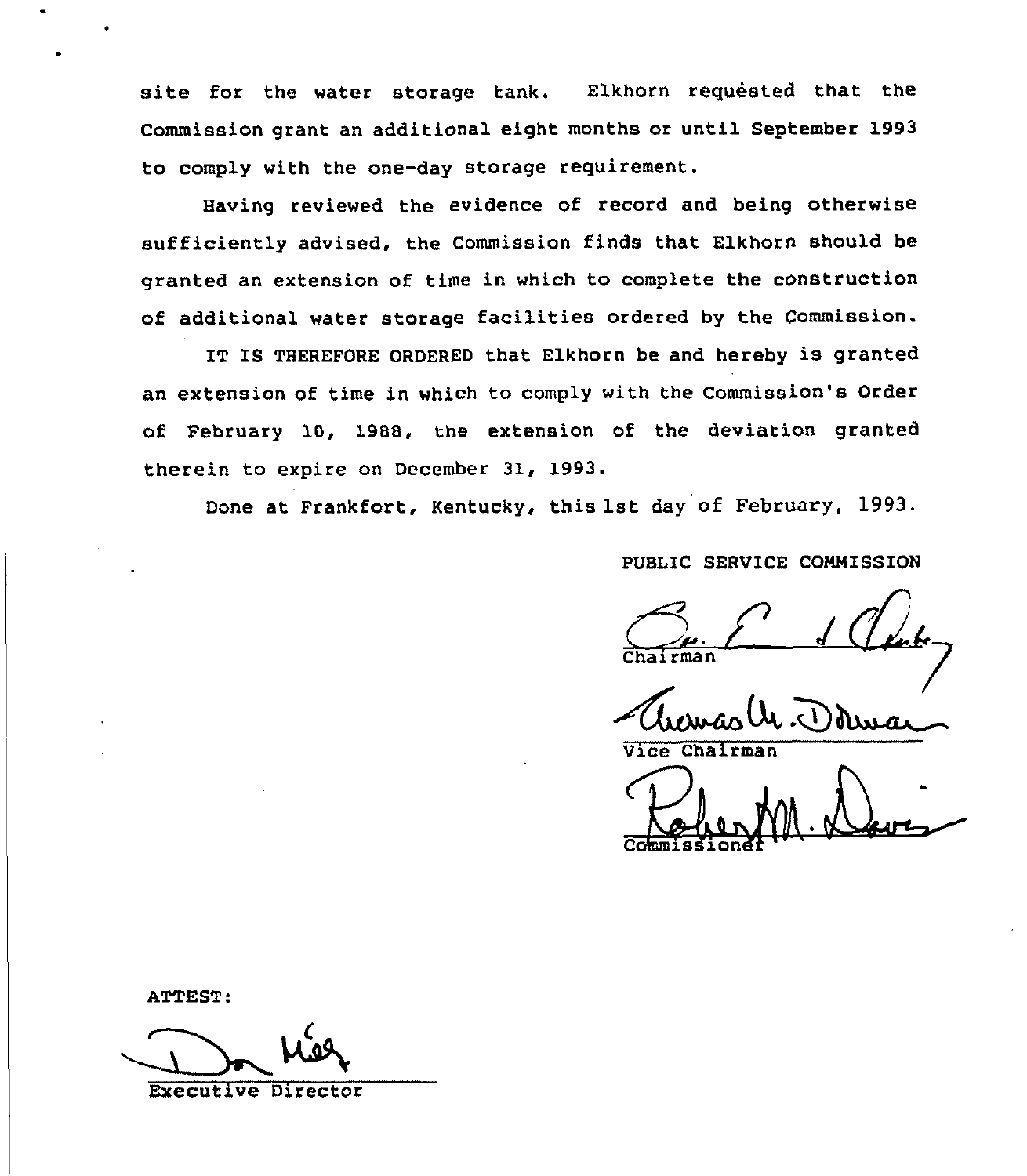site for the water storage tank. Elkhorn requested that the Commission grant an additional eight months or until September 1993 to comply with the one-day storage requirement.

Having reviewed the evidence of record and being otherwise sufficiently advised, the Commission finds that Elkhorn should be granted an extension of time in which to complete the construction of additional water storage facilities ordered by the Commission.

IT IS THEREFORE ORDERED that Elkhorn be and hereby is granted an extension of time in which to comply with the Commission's Order of February 10, 1988, the extension of the deviation granted therein to expire on December 31, 1993.

Done at Frankfort, Kentucky, this 1st day of February, 1993.

PUBLIC SERVICE COMMISSION

Chairman

Vice Chairman

Commissioner

ATTEST:

Executive Director